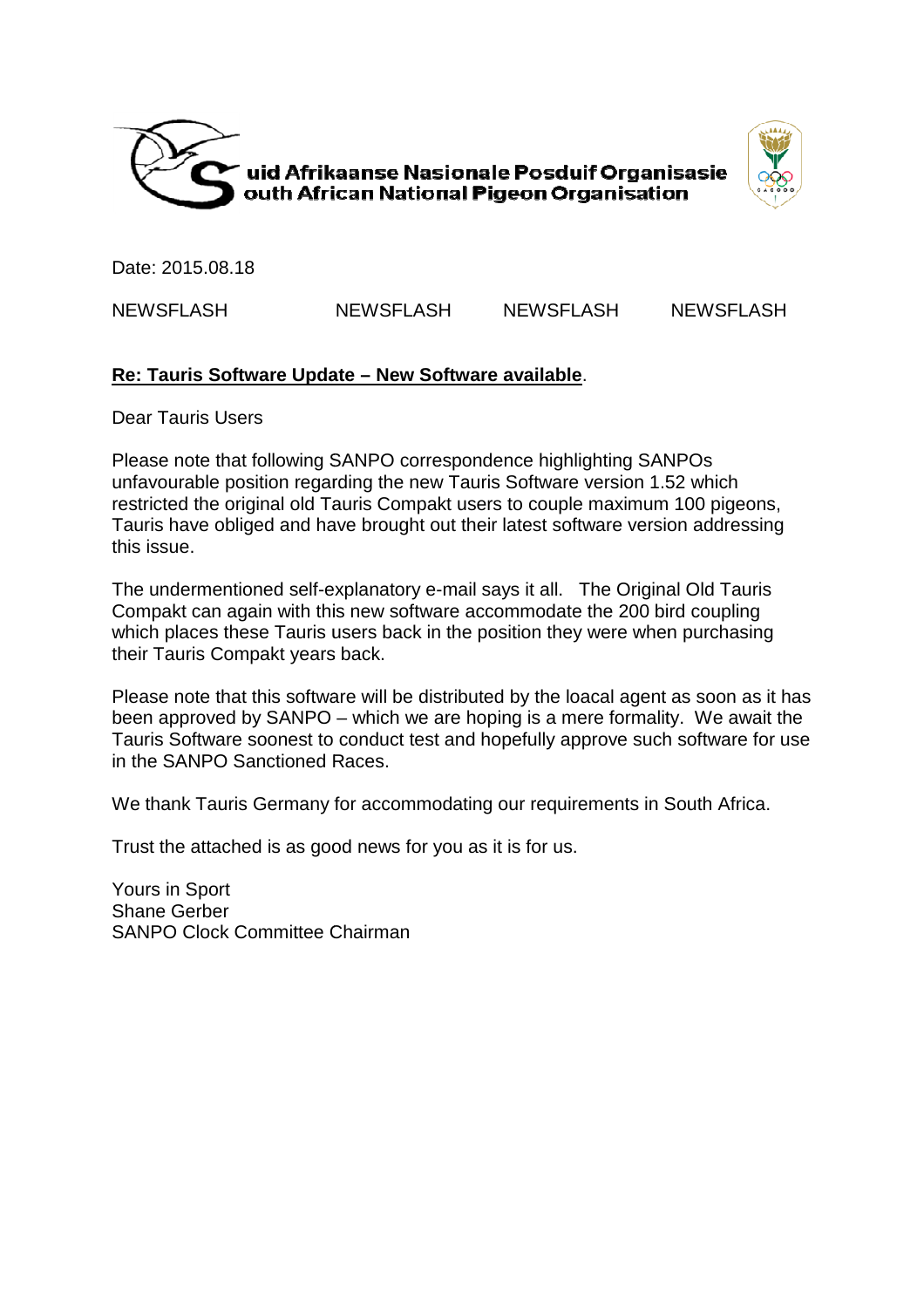**Suid Afrikaanse Nasionale Posduif Organisasie**
**South African National Pigeon Organisation**

Date: 2015.08.18

NEWSFLASH NEWSFLASH NEWSFLASH NEWSFLASH

**Re: Tauris Software Update – New Software available**.

Dear Tauris Users

Please note that following SANPO correspondence highlighting SANPOs unfavourable position regarding the new Tauris Software version 1.52 which restricted the original old Tauris Compakt users to couple maximum 100 pigeons, Tauris have obliged and have brought out their latest software version addressing this issue.

The undermentioned self-explanatory e-mail says it all. The Original Old Tauris Compakt can again with this new software accommodate the 200 bird coupling which places these Tauris users back in the position they were when purchasing their Tauris Compakt years back.

Please note that this software will be distributed by the loacal agent as soon as it has been approved by SANPO – which we are hoping is a mere formality. We await the Tauris Software soonest to conduct test and hopefully approve such software for use in the SANPO Sanctioned Races.

We thank Tauris Germany for accommodating our requirements in South Africa.

Trust the attached is as good news for you as it is for us.

Yours in Sport
Shane Gerber
SANPO Clock Committee Chairman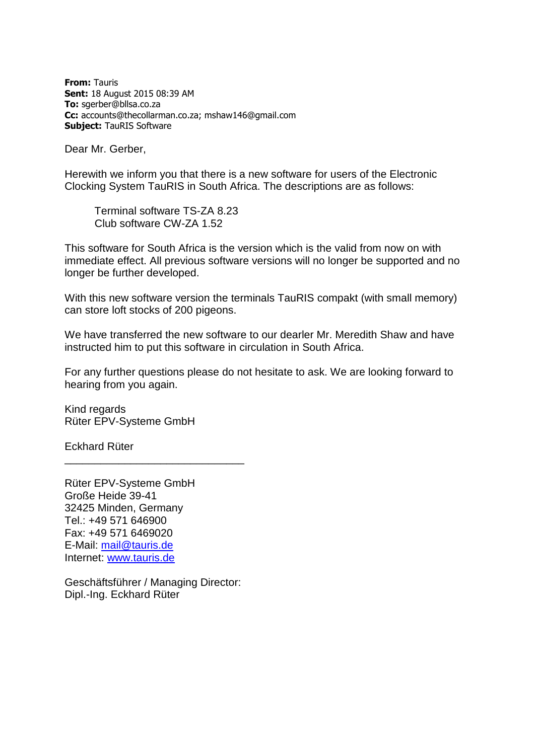**From:** Tauris
**Sent:** 18 August 2015 08:39 AM
**To:** sgerber@bllsa.co.za
**Cc:** accounts@thecollarman.co.za; mshaw146@gmail.com
**Subject:** TauRIS Software

Dear Mr. Gerber,

Herewith we inform you that there is a new software for users of the Electronic Clocking System TauRIS in South Africa. The descriptions are as follows:

> Terminal software TS-ZA 8.23
> Club software CW-ZA 1.52

This software for South Africa is the version which is the valid from now on with immediate effect. All previous software versions will no longer be supported and no longer be further developed.

With this new software version the terminals TauRIS compakt (with small memory) can store loft stocks of 200 pigeons.

We have transferred the new software to our dearler Mr. Meredith Shaw and have instructed him to put this software in circulation in South Africa.

For any further questions please do not hesitate to ask. We are looking forward to hearing from you again.

Kind regards
Rüter EPV-Systeme GmbH

Eckhard Rüter

---

Rüter EPV-Systeme GmbH
Große Heide 39-41
32425 Minden, Germany
Tel.: +49 571 646900
Fax: +49 571 6469020
E-Mail: mail@tauris.de
Internet: www.tauris.de

Geschäftsführer / Managing Director:
Dipl.-Ing. Eckhard Rüter